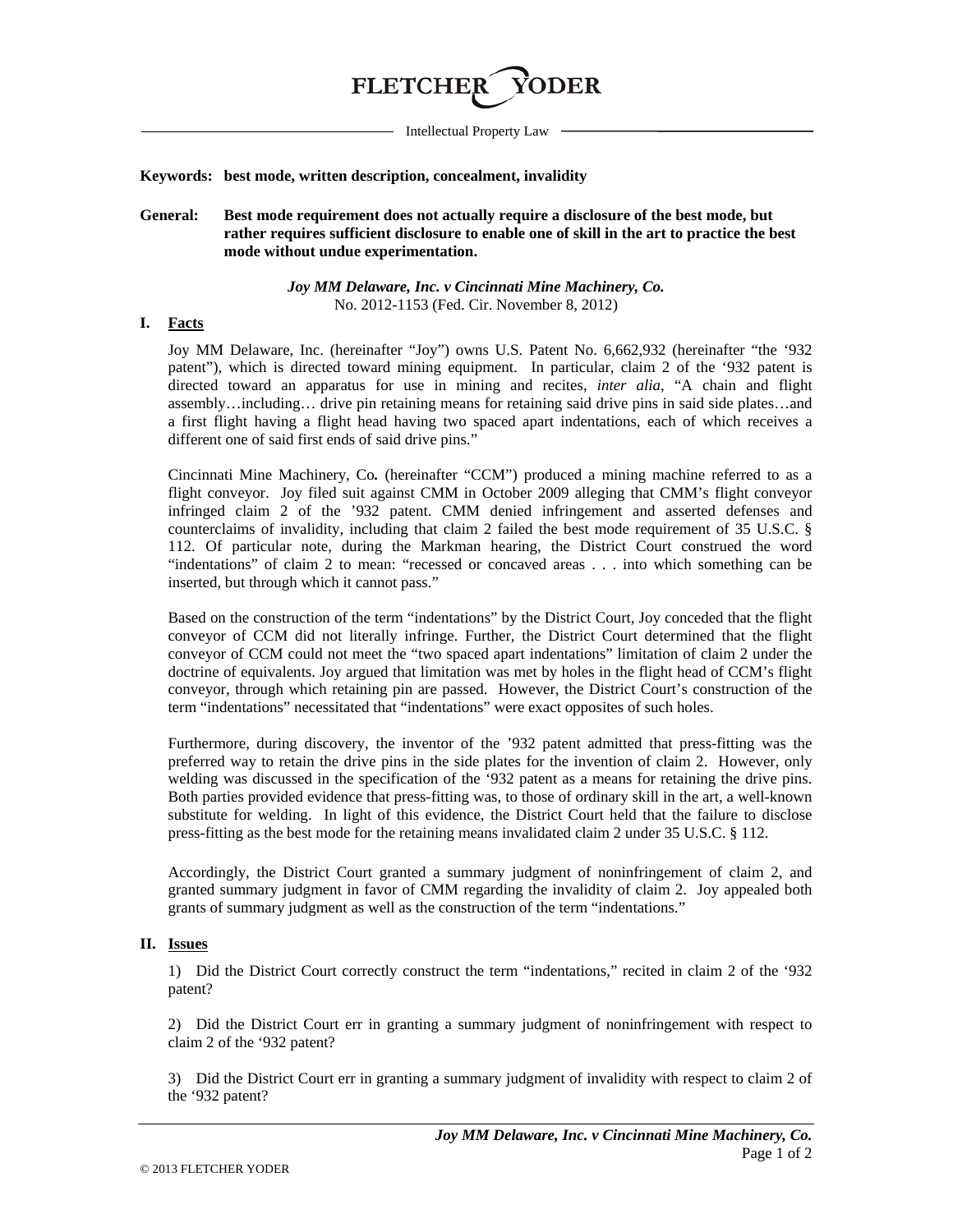**FLETCHER YODER**

Intellectual Property Law

**Keywords: best mode, written description, concealment, invalidity**

**General: Best mode requirement does not actually require a disclosure of the best mode, but rather requires sufficient disclosure to enable one of skill in the art to practice the best mode without undue experimentation.**

***Joy MM Delaware, Inc. v Cincinnati Mine Machinery, Co.***
No. 2012-1153 (Fed. Cir. November 8, 2012)

## I. Facts

Joy MM Delaware, Inc. (hereinafter "Joy") owns U.S. Patent No. 6,662,932 (hereinafter "the '932 patent"), which is directed toward mining equipment. In particular, claim 2 of the '932 patent is directed toward an apparatus for use in mining and recites, *inter alia*, "A chain and flight assembly…including… drive pin retaining means for retaining said drive pins in said side plates…and a first flight having a flight head having two spaced apart indentations, each of which receives a different one of said first ends of said drive pins."

Cincinnati Mine Machinery, Co**.** (hereinafter "CCM") produced a mining machine referred to as a flight conveyor. Joy filed suit against CMM in October 2009 alleging that CMM's flight conveyor infringed claim 2 of the '932 patent. CMM denied infringement and asserted defenses and counterclaims of invalidity, including that claim 2 failed the best mode requirement of 35 U.S.C. § 112. Of particular note, during the Markman hearing, the District Court construed the word "indentations" of claim 2 to mean: "recessed or concaved areas . . . into which something can be inserted, but through which it cannot pass."

Based on the construction of the term "indentations" by the District Court, Joy conceded that the flight conveyor of CCM did not literally infringe. Further, the District Court determined that the flight conveyor of CCM could not meet the "two spaced apart indentations" limitation of claim 2 under the doctrine of equivalents. Joy argued that limitation was met by holes in the flight head of CCM's flight conveyor, through which retaining pin are passed. However, the District Court's construction of the term "indentations" necessitated that "indentations" were exact opposites of such holes.

Furthermore, during discovery, the inventor of the '932 patent admitted that press-fitting was the preferred way to retain the drive pins in the side plates for the invention of claim 2. However, only welding was discussed in the specification of the '932 patent as a means for retaining the drive pins. Both parties provided evidence that press-fitting was, to those of ordinary skill in the art, a well-known substitute for welding. In light of this evidence, the District Court held that the failure to disclose press-fitting as the best mode for the retaining means invalidated claim 2 under 35 U.S.C. § 112.

Accordingly, the District Court granted a summary judgment of noninfringement of claim 2, and granted summary judgment in favor of CMM regarding the invalidity of claim 2. Joy appealed both grants of summary judgment as well as the construction of the term "indentations."

## II. Issues

1) Did the District Court correctly construct the term "indentations," recited in claim 2 of the '932 patent?

2) Did the District Court err in granting a summary judgment of noninfringement with respect to claim 2 of the '932 patent?

3) Did the District Court err in granting a summary judgment of invalidity with respect to claim 2 of the '932 patent?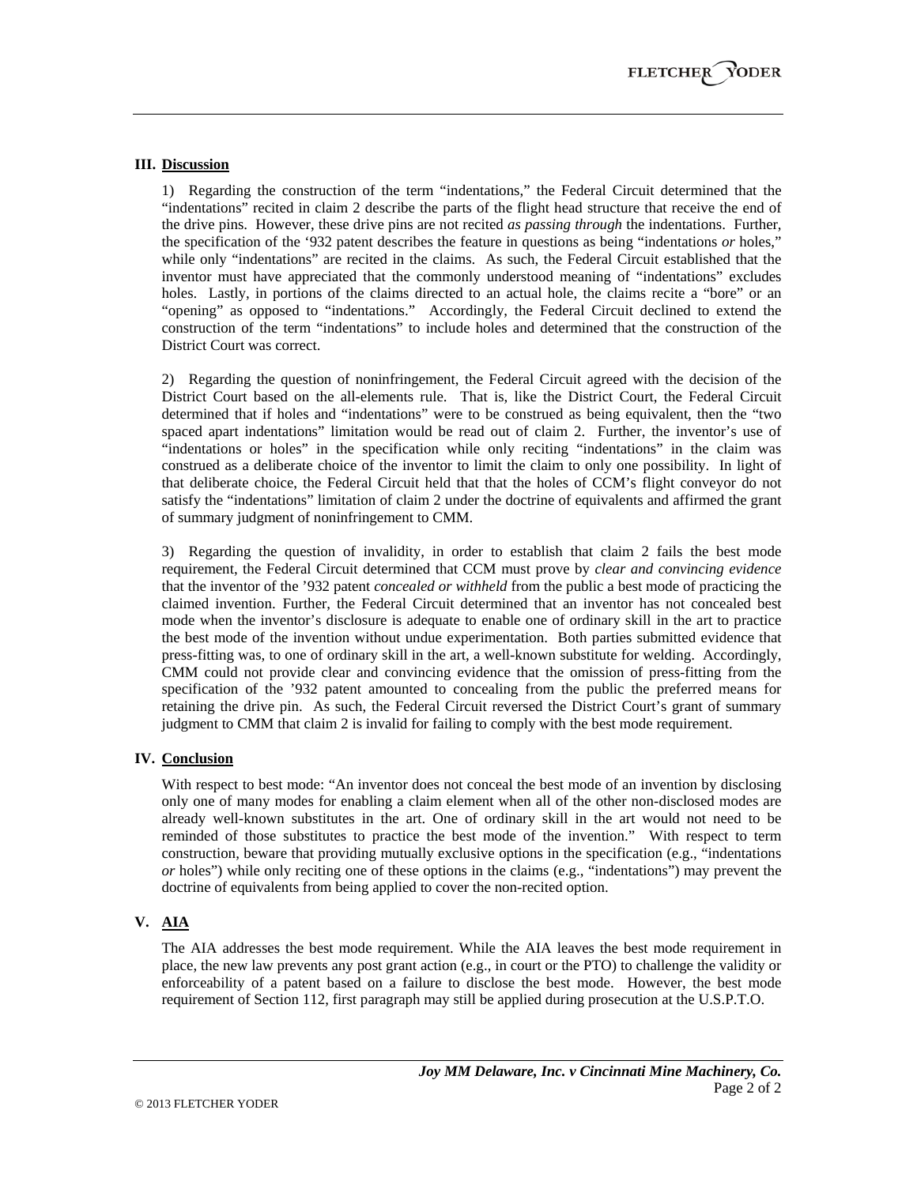## III. Discussion

1) Regarding the construction of the term "indentations," the Federal Circuit determined that the "indentations" recited in claim 2 describe the parts of the flight head structure that receive the end of the drive pins. However, these drive pins are not recited *as passing through* the indentations. Further, the specification of the '932 patent describes the feature in questions as being "indentations *or* holes," while only "indentations" are recited in the claims. As such, the Federal Circuit established that the inventor must have appreciated that the commonly understood meaning of "indentations" excludes holes. Lastly, in portions of the claims directed to an actual hole, the claims recite a "bore" or an "opening" as opposed to "indentations." Accordingly, the Federal Circuit declined to extend the construction of the term "indentations" to include holes and determined that the construction of the District Court was correct.

2) Regarding the question of noninfringement, the Federal Circuit agreed with the decision of the District Court based on the all-elements rule. That is, like the District Court, the Federal Circuit determined that if holes and "indentations" were to be construed as being equivalent, then the "two spaced apart indentations" limitation would be read out of claim 2. Further, the inventor's use of "indentations or holes" in the specification while only reciting "indentations" in the claim was construed as a deliberate choice of the inventor to limit the claim to only one possibility. In light of that deliberate choice, the Federal Circuit held that that the holes of CCM's flight conveyor do not satisfy the "indentations" limitation of claim 2 under the doctrine of equivalents and affirmed the grant of summary judgment of noninfringement to CMM.

3) Regarding the question of invalidity, in order to establish that claim 2 fails the best mode requirement, the Federal Circuit determined that CCM must prove by *clear and convincing evidence* that the inventor of the '932 patent *concealed or withheld* from the public a best mode of practicing the claimed invention. Further, the Federal Circuit determined that an inventor has not concealed best mode when the inventor's disclosure is adequate to enable one of ordinary skill in the art to practice the best mode of the invention without undue experimentation. Both parties submitted evidence that press-fitting was, to one of ordinary skill in the art, a well-known substitute for welding. Accordingly, CMM could not provide clear and convincing evidence that the omission of press-fitting from the specification of the '932 patent amounted to concealing from the public the preferred means for retaining the drive pin. As such, the Federal Circuit reversed the District Court's grant of summary judgment to CMM that claim 2 is invalid for failing to comply with the best mode requirement.

## IV. Conclusion

With respect to best mode: "An inventor does not conceal the best mode of an invention by disclosing only one of many modes for enabling a claim element when all of the other non-disclosed modes are already well-known substitutes in the art. One of ordinary skill in the art would not need to be reminded of those substitutes to practice the best mode of the invention." With respect to term construction, beware that providing mutually exclusive options in the specification (e.g., "indentations *or* holes") while only reciting one of these options in the claims (e.g., "indentations") may prevent the doctrine of equivalents from being applied to cover the non-recited option.

## V. AIA

The AIA addresses the best mode requirement. While the AIA leaves the best mode requirement in place, the new law prevents any post grant action (e.g., in court or the PTO) to challenge the validity or enforceability of a patent based on a failure to disclose the best mode. However, the best mode requirement of Section 112, first paragraph may still be applied during prosecution at the U.S.P.T.O.